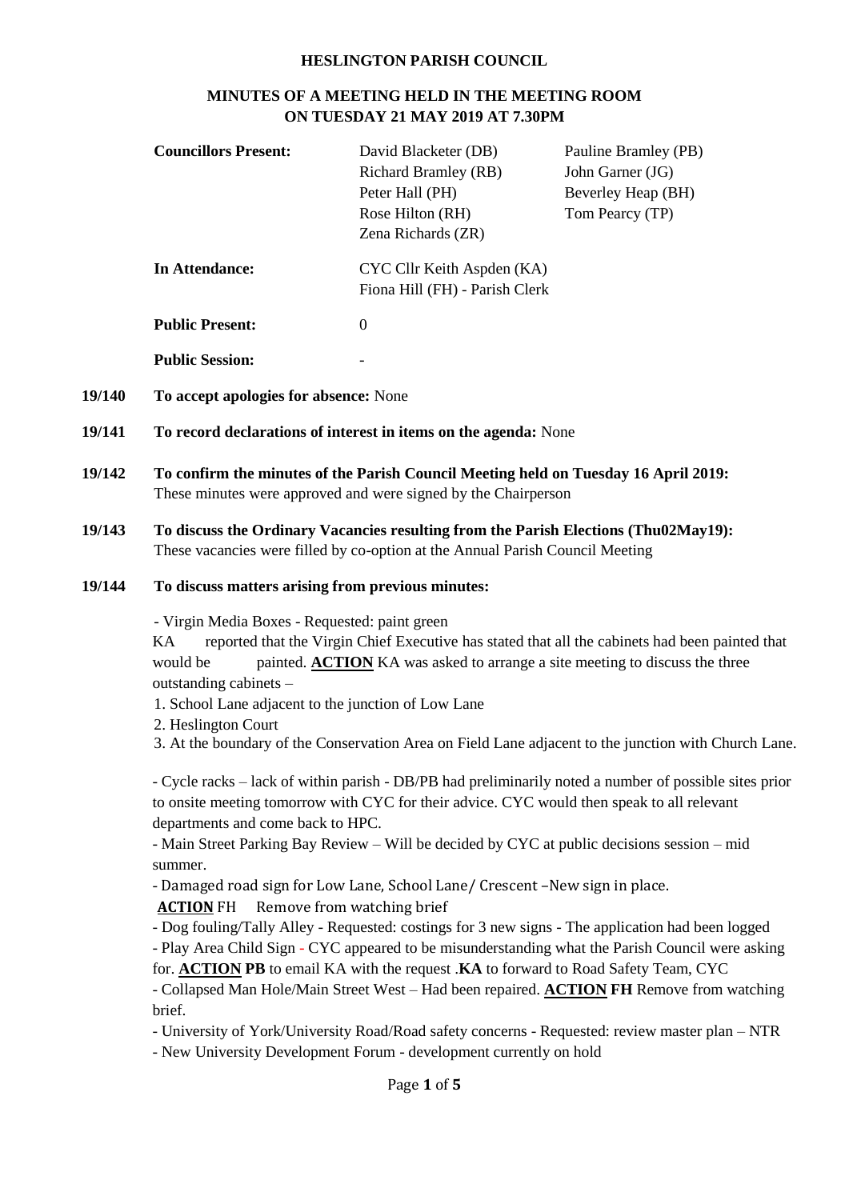# HESLINGTON PARISH COUNCIL

## MINUTES OF A MEETING HELD IN THE MEETING ROOM ON TUESDAY 21 MAY 2019 AT 7.30PM

| | | |
|---|---|---|
| **Councillors Present:** | David Blacketer (DB) | Pauline Bramley (PB) |
| | Richard Bramley (RB) | John Garner (JG) |
| | Peter Hall (PH) | Beverley Heap (BH) |
| | Rose Hilton (RH) | Tom Pearcy (TP) |
| | Zena Richards (ZR) | |
| **In Attendance:** | CYC Cllr Keith Aspden (KA) | |
| | Fiona Hill (FH) - Parish Clerk | |
| **Public Present:** | 0 | |
| **Public Session:** | - | |

**19/140 To accept apologies for absence:** None

**19/141 To record declarations of interest in items on the agenda:** None

**19/142 To confirm the minutes of the Parish Council Meeting held on Tuesday 16 April 2019:**
These minutes were approved and were signed by the Chairperson

**19/143 To discuss the Ordinary Vacancies resulting from the Parish Elections (Thu02May19):**
These vacancies were filled by co-option at the Annual Parish Council Meeting

**19/144 To discuss matters arising from previous minutes:**

- Virgin Media Boxes - Requested: paint green

KA reported that the Virgin Chief Executive has stated that all the cabinets had been painted that would be painted. **ACTION** KA was asked to arrange a site meeting to discuss the three outstanding cabinets –

1. School Lane adjacent to the junction of Low Lane
2. Heslington Court
3. At the boundary of the Conservation Area on Field Lane adjacent to the junction with Church Lane.

- Cycle racks – lack of within parish - DB/PB had preliminarily noted a number of possible sites prior to onsite meeting tomorrow with CYC for their advice. CYC would then speak to all relevant departments and come back to HPC.
- Main Street Parking Bay Review – Will be decided by CYC at public decisions session – mid summer.
- Damaged road sign for Low Lane, School Lane/ Crescent –New sign in place.

**ACTION** FH Remove from watching brief

- Dog fouling/Tally Alley - Requested: costings for 3 new signs - The application had been logged
- Play Area Child Sign - CYC appeared to be misunderstanding what the Parish Council were asking for. **ACTION PB** to email KA with the request .**KA** to forward to Road Safety Team, CYC
- Collapsed Man Hole/Main Street West – Had been repaired. **ACTION FH** Remove from watching brief.
- University of York/University Road/Road safety concerns - Requested: review master plan – NTR
- New University Development Forum - development currently on hold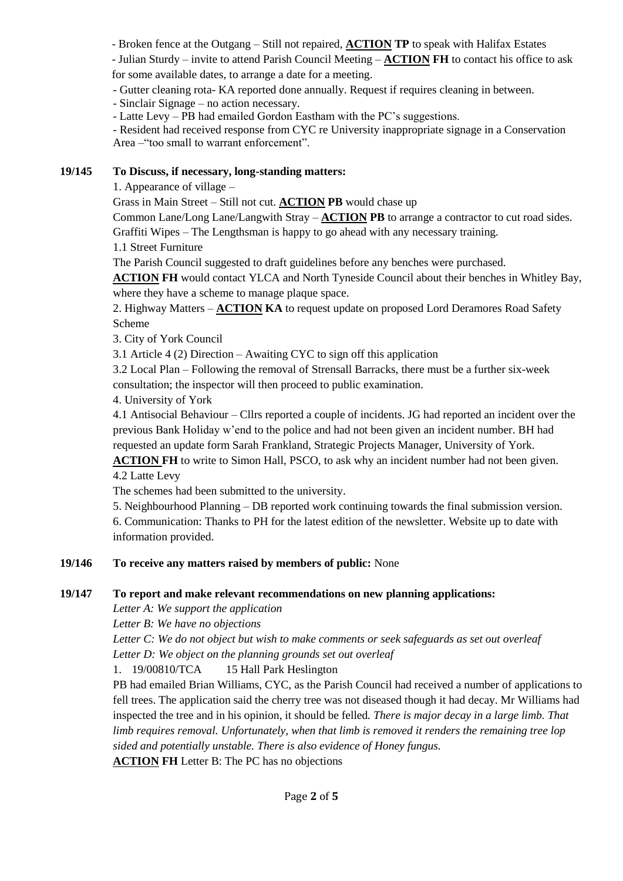- Broken fence at the Outgang – Still not repaired, **ACTION TP** to speak with Halifax Estates
- Julian Sturdy – invite to attend Parish Council Meeting – **ACTION FH** to contact his office to ask for some available dates, to arrange a date for a meeting.
- Gutter cleaning rota- KA reported done annually. Request if requires cleaning in between.
- Sinclair Signage – no action necessary.
- Latte Levy – PB had emailed Gordon Eastham with the PC's suggestions.
- Resident had received response from CYC re University inappropriate signage in a Conservation Area –"too small to warrant enforcement".

**19/145 To Discuss, if necessary, long-standing matters:**

1. Appearance of village –

Grass in Main Street – Still not cut. **ACTION PB** would chase up

Common Lane/Long Lane/Langwith Stray – **ACTION PB** to arrange a contractor to cut road sides.

Graffiti Wipes – The Lengthsman is happy to go ahead with any necessary training.

1.1 Street Furniture

The Parish Council suggested to draft guidelines before any benches were purchased.

**ACTION FH** would contact YLCA and North Tyneside Council about their benches in Whitley Bay, where they have a scheme to manage plaque space.

2. Highway Matters – **ACTION KA** to request update on proposed Lord Deramores Road Safety Scheme

3. City of York Council

3.1 Article 4 (2) Direction – Awaiting CYC to sign off this application

3.2 Local Plan – Following the removal of Strensall Barracks, there must be a further six-week consultation; the inspector will then proceed to public examination.

4. University of York

4.1 Antisocial Behaviour – Cllrs reported a couple of incidents. JG had reported an incident over the previous Bank Holiday w'end to the police and had not been given an incident number. BH had requested an update form Sarah Frankland, Strategic Projects Manager, University of York.

**ACTION FH** to write to Simon Hall, PSCO, to ask why an incident number had not been given.

4.2 Latte Levy

The schemes had been submitted to the university.

5. Neighbourhood Planning – DB reported work continuing towards the final submission version.

6. Communication: Thanks to PH for the latest edition of the newsletter. Website up to date with information provided.

**19/146 To receive any matters raised by members of public:** None

**19/147 To report and make relevant recommendations on new planning applications:**

*Letter A: We support the application*

*Letter B: We have no objections*

*Letter C: We do not object but wish to make comments or seek safeguards as set out overleaf*

*Letter D: We object on the planning grounds set out overleaf*

1. 19/00810/TCA 15 Hall Park Heslington

PB had emailed Brian Williams, CYC, as the Parish Council had received a number of applications to fell trees. The application said the cherry tree was not diseased though it had decay. Mr Williams had inspected the tree and in his opinion, it should be felled. *There is major decay in a large limb. That limb requires removal. Unfortunately, when that limb is removed it renders the remaining tree lop sided and potentially unstable. There is also evidence of Honey fungus.*

**ACTION FH** Letter B: The PC has no objections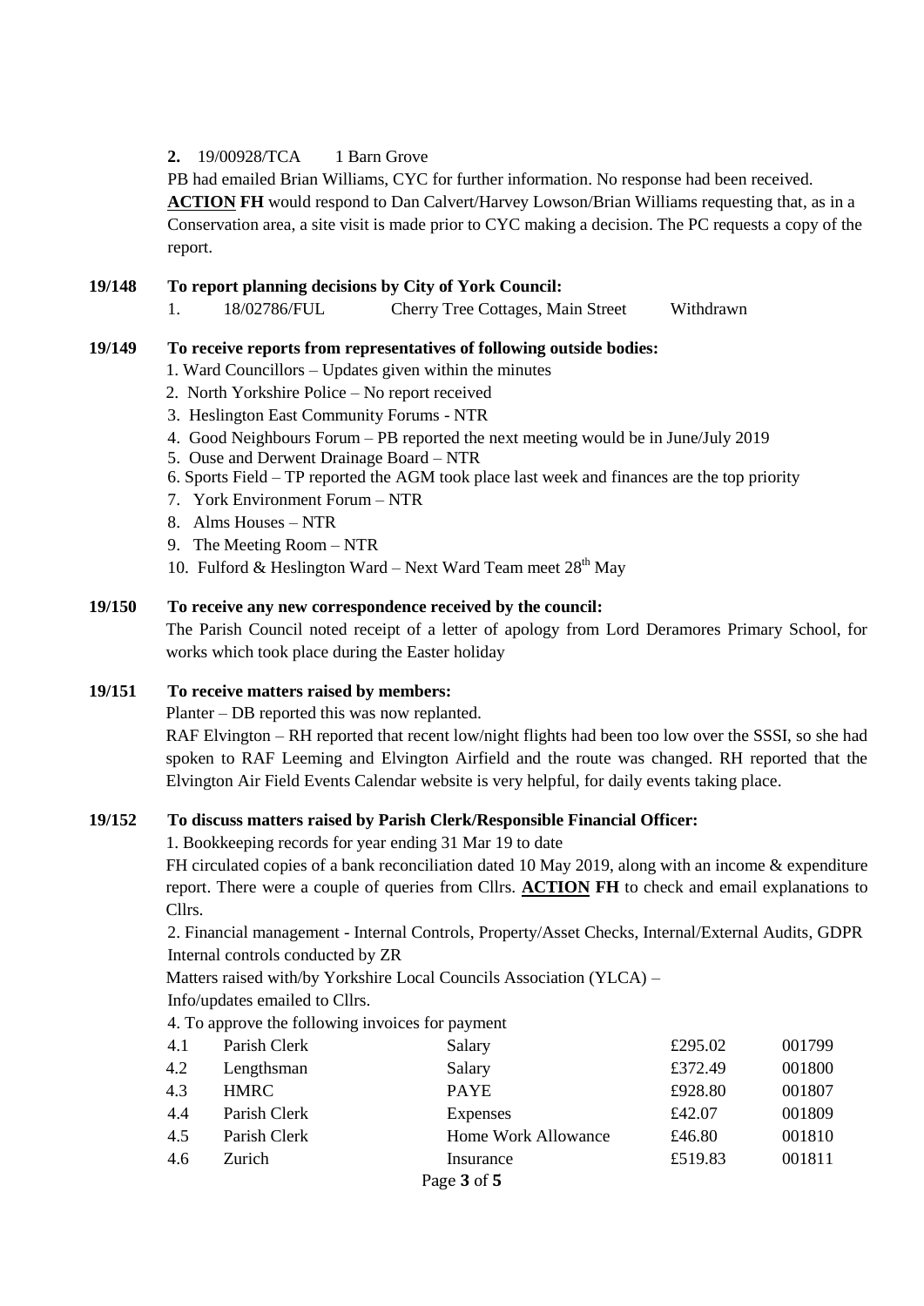**2.** 19/00928/TCA 1 Barn Grove

PB had emailed Brian Williams, CYC for further information. No response had been received. **ACTION FH** would respond to Dan Calvert/Harvey Lowson/Brian Williams requesting that, as in a Conservation area, a site visit is made prior to CYC making a decision. The PC requests a copy of the report.

**19/148 To report planning decisions by City of York Council:**

1. 18/02786/FUL Cherry Tree Cottages, Main Street Withdrawn

**19/149 To receive reports from representatives of following outside bodies:**

1. Ward Councillors – Updates given within the minutes
2. North Yorkshire Police – No report received
3. Heslington East Community Forums - NTR
4. Good Neighbours Forum – PB reported the next meeting would be in June/July 2019
5. Ouse and Derwent Drainage Board – NTR
6. Sports Field – TP reported the AGM took place last week and finances are the top priority
7. York Environment Forum – NTR
8. Alms Houses – NTR
9. The Meeting Room – NTR
10. Fulford & Heslington Ward – Next Ward Team meet 28th May

**19/150 To receive any new correspondence received by the council:**

The Parish Council noted receipt of a letter of apology from Lord Deramores Primary School, for works which took place during the Easter holiday

**19/151 To receive matters raised by members:**

Planter – DB reported this was now replanted.

RAF Elvington – RH reported that recent low/night flights had been too low over the SSSI, so she had spoken to RAF Leeming and Elvington Airfield and the route was changed. RH reported that the Elvington Air Field Events Calendar website is very helpful, for daily events taking place.

**19/152 To discuss matters raised by Parish Clerk/Responsible Financial Officer:**

1. Bookkeeping records for year ending 31 Mar 19 to date

FH circulated copies of a bank reconciliation dated 10 May 2019, along with an income & expenditure report. There were a couple of queries from Cllrs. **ACTION FH** to check and email explanations to Cllrs.

2. Financial management - Internal Controls, Property/Asset Checks, Internal/External Audits, GDPR

Internal controls conducted by ZR

Matters raised with/by Yorkshire Local Councils Association (YLCA) –

Info/updates emailed to Cllrs.

4. To approve the following invoices for payment

| | | | | |
|---|---|---|---|---|
| 4.1 | Parish Clerk | Salary | £295.02 | 001799 |
| 4.2 | Lengthsman | Salary | £372.49 | 001800 |
| 4.3 | HMRC | PAYE | £928.80 | 001807 |
| 4.4 | Parish Clerk | Expenses | £42.07 | 001809 |
| 4.5 | Parish Clerk | Home Work Allowance | £46.80 | 001810 |
| 4.6 | Zurich | Insurance | £519.83 | 001811 |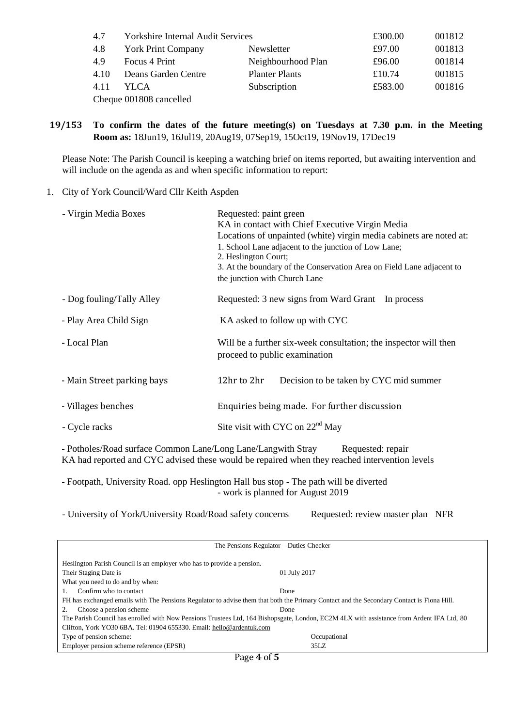| | | | | |
|---|---|---|---|---|
| 4.7 | Yorkshire Internal Audit Services | | £300.00 | 001812 |
| 4.8 | York Print Company | Newsletter | £97.00 | 001813 |
| 4.9 | Focus 4 Print | Neighbourhood Plan | £96.00 | 001814 |
| 4.10 | Deans Garden Centre | Planter Plants | £10.74 | 001815 |
| 4.11 | YLCA | Subscription | £583.00 | 001816 |

Cheque 001808 cancelled

**19/153 To confirm the dates of the future meeting(s) on Tuesdays at 7.30 p.m. in the Meeting Room as:** 18Jun19, 16Jul19, 20Aug19, 07Sep19, 15Oct19, 19Nov19, 17Dec19

Please Note: The Parish Council is keeping a watching brief on items reported, but awaiting intervention and will include on the agenda as and when specific information to report:

1. City of York Council/Ward Cllr Keith Aspden

| | |
|---|---|
| - Virgin Media Boxes | Requested: paint green<br>KA in contact with Chief Executive Virgin Media<br>Locations of unpainted (white) virgin media cabinets are noted at:<br>1. School Lane adjacent to the junction of Low Lane;<br>2. Heslington Court;<br>3. At the boundary of the Conservation Area on Field Lane adjacent to the junction with Church Lane |
| - Dog fouling/Tally Alley | Requested: 3 new signs from Ward Grant In process |
| - Play Area Child Sign | KA asked to follow up with CYC |
| - Local Plan | Will be a further six-week consultation; the inspector will then proceed to public examination |
| - Main Street parking bays | 12hr to 2hr Decision to be taken by CYC mid summer |
| - Villages benches | Enquiries being made. For further discussion |
| - Cycle racks | Site visit with CYC on 22nd May |

- Potholes/Road surface Common Lane/Long Lane/Langwith Stray Requested: repair
KA had reported and CYC advised these would be repaired when they reached intervention levels

- Footpath, University Road. opp Heslington Hall bus stop - The path will be diverted
- work is planned for August 2019

- University of York/University Road/Road safety concerns Requested: review master plan NFR

| The Pensions Regulator – Duties Checker | |
|---|---|
| Heslington Parish Council is an employer who has to provide a pension. | |
| Their Staging Date is | 01 July 2017 |
| What you need to do and by when: | |
| 1. Confirm who to contact | Done |
| FH has exchanged emails with The Pensions Regulator to advise them that both the Primary Contact and the Secondary Contact is Fiona Hill. | |
| 2. Choose a pension scheme | Done |
| The Parish Council has enrolled with Now Pensions Trustees Ltd, 164 Bishopsgate, London, EC2M 4LX with assistance from Ardent IFA Ltd, 80 Clifton, York YO30 6BA. Tel: 01904 655330. Email: hello@ardentuk.com | |
| Type of pension scheme: | Occupational |
| Employer pension scheme reference (EPSR) | 35LZ |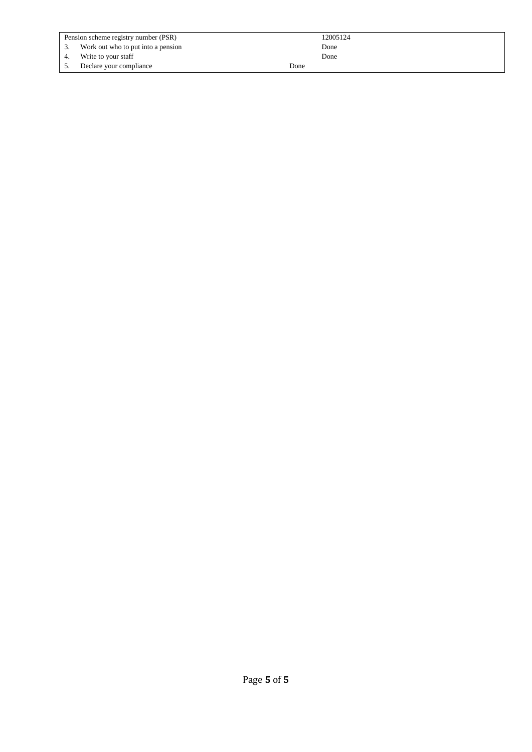| | | |
|---|---|---|
| Pension scheme registry number (PSR) | | 12005124 |
| 3. | Work out who to put into a pension | Done |
| 4. | Write to your staff | Done |
| 5. | Declare your compliance | Done |